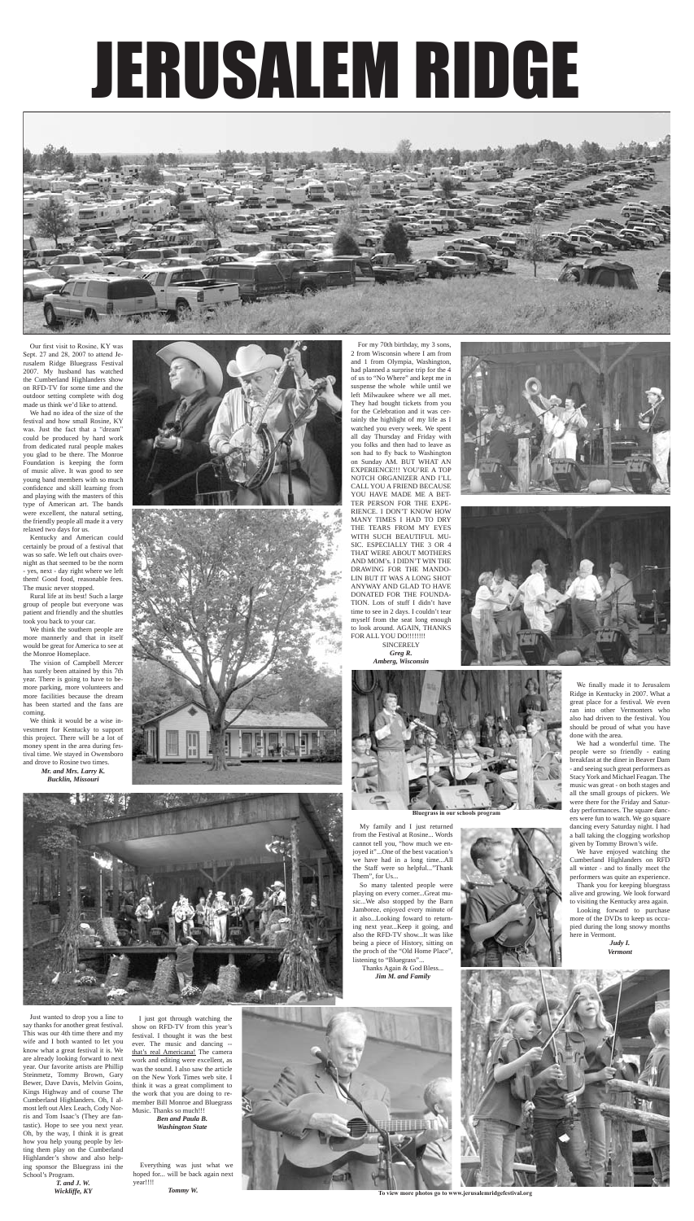# JERUSALEM RIDGE

Our first visit to Rosine, KY was Sept. 27 and 28, 2007 to attend Jerusalem Ridge Bluegrass Festival 2007. My husband has watched the Cumberland Highlanders show on RFD-TV for some time and the outdoor setting complete with dog made us think we'd like to attend.

We had no idea of the size of the festival and how small Rosine, KY was. Just the fact that a "dream" could be produced by hard work from dedicated rural people makes you glad to be there. The Monroe Foundation is keeping the form of music alive. It was good to see young band members with so much confidence and skill learning from and playing with the masters of this type of American art. The bands were excellent, the natural setting, the friendly people all made it a very relaxed two days for us.

Kentucky and American could certainly be proud of a festival that was so safe. We left out chairs overnight as that seemed to be the norm - yes, next - day right where we left them! Good food, reasonable fees. The music never stopped.

Rural life at its best! Such a large group of people but everyone was patient and friendly and the shuttles took you back to your car.

We think the southern people are more mannerly and that in itself would be great for America to see at the Monroe Homeplace.

The vision of Campbell Mercer has surely been attained by this 7th year. There is going to have to be more parking, more volunteers and more facilities because the dream has been started and the fans are coming.

We think it would be a wise investment for Kentucky to support this project. There will be a lot of money spent in the area during festival time. We stayed in Owensboro and drove to Rosine two times.

***Mr. and Mrs. Larry K.***
***Bucklin, Missouri***

For my 70th birthday, my 3 sons, 2 from Wisconsin where I am from and 1 from Olympia, Washington, had planned a surprise trip for the 4 of us to "No Where" and kept me in suspense the whole while until we left Milwaukee where we all met. They had bought tickets from you for the Celebration and it was certainly the higlight of my life as I watched you every week. We spent all day Thursday and Friday with you folks and then had to leave as son had to fly back to Washington on Sunday AM. BUT WHAT AN EXPERIENCE!!! YOU'RE A TOP NOTCH ORGANIZER AND I'LL CALL YOU A FRIEND BECAUSE YOU HAVE MADE ME A BETTER PERSON FOR THE EXPERIENCE. I DON'T KNOW HOW MANY TIMES I HAD TO DRY THE TEARS FROM MY EYES WITH SUCH BEAUTIFUL MUSIC. ESPECIALLY THE 3 OR 4 THAT WERE ABOUT MOTHERS AND MOM's. I DIDN'T WIN THE DRAWING FOR THE MANDOLIN BUT IT WAS A LONG SHOT ANYWAY AND GLAD TO HAVE DONATED FOR THE FOUNDATION. Lots of stuff I didn't have time to see in 2 days. I couldn't tear myself from the seat long enough to look around. AGAIN, THANKS FOR ALL YOU DO!!!!!!!

SINCERELY
***Greg R.***
***Amberg, Wisconsin***

Bluegrass in our schools program

My family and I just returned from the Festival at Rosine... Words cannot tell you, "how much we enjoyed it"...One of the best vacation's we have had in a long time...All the Staff were so helpful..."Thank Them", for Us...

So many talented people were playing on every corner...Great music...We also stopped by the Barn Jamboree, enjoyed every minute of it also...Looking forward to returning next year...Keep it going, and also the RFD-TV show...It was like being a piece of History, sitting on the proch of the "Old Home Place", listening to "Bluegrass"...

Thanks Again & God Bless...
***Jim M. and Family***

We finally made it to Jerusalem Ridge in Kentucky in 2007. What a great place for a festival. We even ran into other Vermonters who also had driven to the festival. You should be proud of what you have done with the area.

We had a wonderful time. The people were so friendly - eating breakfast at the diner in Beaver Dam - and seeing such great performers as Stacy York and Michael Feagan. The music was great - on both stages and all the small groups of pickers. We were there for the Friday and Saturday performances. The square dancers were fun to watch. We go square dancing every Saturday night. I had a ball taking the clogging workshop given by Tommy Brown's wife.

We have enjoyed watching the Cumberland Highlanders on RFD all winter - and to finally meet the performers was quite an experience.

Thank you for keeping bluegrass alive and growing. We look forward to visiting the Kentucky area again.

Looking forward to purchase more of the DVDs to keep us occupied during the long snowy months here in Vermont.

***Judy I.***
***Vermont***

Just wanted to drop you a line to say thanks for another great festival. This was our 4th time there and my wife and I both wanted to let you know what a great festival it is. We are already looking forward to next year. Our favorite artists are Phillip Steinmetz, Tommy Brown, Gary Bewer, Dave Davis, Melvin Goins, Kings Highway and of course The Cumberland Highlanders. Oh, I almost left out Alex Leach, Cody Norris and Tom Isaac's (They are fantastic). Hope to see you next year. Oh, by the way, I think it is great how you help young people by letting them play on the Cumberland Highlander's show and also helping sponsor the Bluegrass ini the School's Program.

***T. and J. W.***
***Wickliffe, KY***

I just got through watching the show on RFD-TV from this year's festival. I thought it was the best ever. The music and dancing -- that's real Americana! The camera work and editing were excellent, as was the sound. I also saw the article on the New York Times web site. I think it was a great compliment to the work that you are doing to remember Bill Monroe and Bluegrass Music. Thanks so much!!!

***Ben and Paula B.***
***Washington State***

Everything was just what we hoped for... will be back again next year!!!!

***Tommy W.***

To view more photos go to www.jerusalemridgefestival.org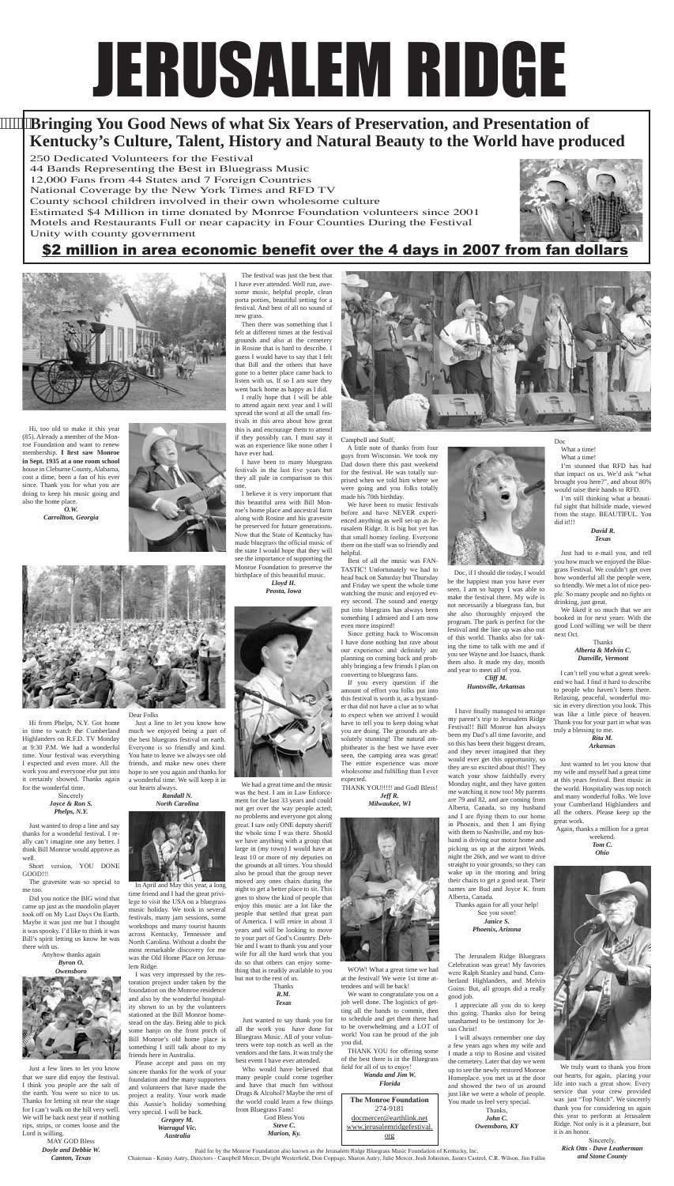# JERUSALEM RIDGE

## Bringing You Good News of what Six Years of Preservation, and Presentation of Kentucky's Culture, Talent, History and Natural Beauty to the World have produced

250 Dedicated Volunteers for the Festival
44 Bands Representing the Best in Bluegrass Music
12,000 Fans from 44 States and 7 Foreign Countries
National Coverage by the New York Times and RFD TV
County school children involved in their own wholesome culture
Estimated $4 Million in time donated by Monroe Foundation volunteers since 2001
Motels and Restaurants Full or near capacity in Four Counties During the Festival
Unity with county government

## $2 million in area economic benefit over the 4 days in 2007 from fan dollars

Hi, too old to make it this year (85). Already a member of the Monroe Foundation and want to renew membership. **I first saw Monroe in Sept. 1935 at a one room school** house in Cleburne County, Alabama, cost a dime, been a fan of his ever since. Thank you for what you are doing to keep his music going and also the home place.

***O.W.***
***Carrollton, Georgia***

Hi from Phelps, N.Y. Got home in time to watch the Cumberland Highlanders on R.F.D. TV Monday at 9:30 P.M. We had a wonderful time. Your festival was everything I expected and even more. All the work you and everyone else put into it certainly showed. Thanks again for the wonderful time.

Sincerely
***Joyce & Ron S.***
***Phelps, N.Y.***

Just wanted to drop a line and say thanks for a wondeful festival. I really can't imagine one any better. I think Bill Monroe would approve as well.

Short version, YOU DONE GOOD!!!

The gravesite was so special to me too.

Did you notice the BIG wind that came up just as the mandolin player took off on My Last Days On Earth. Maybe it was just me but I thought it was spooky. I'd like to think it was Bill's spirit letting us know he was there with us.

Anyhow thanks again
***Byron O.***
***Owensboro***

Just a few lines to let you know that we sure did enjoy the festival. I think you people are the salt of the earth. You were so nice to us. Thanks for letting sit near the stage for I can't walk on the hill very well. We will be back next year if nothing rips, strips, or comes loose and the Lord is willing.

MAY GOD Bless
***Doyle and Debbie W.***
***Canton, Texas***

The festival was just the best that I have ever attended. Well run, awesome music, helpful people, clean porta potties, beautiful setting for a festival. And best of all no sound of new grass.

Then there was something that I felt at different times at the festival grounds and also at the cemetery in Rosine that is hard to describe. I guess I would have to say that I felt that Bill and the others that have gone to a better place came back to listen with us. If so I am sure they went back home as happy as I did.

I really hope that I will be able to attend again next year and I will spread the word at all the small festivals in this area about how great this is and encourage them to attend if they possibly can. I must say it was an experience like none other I have ever had.

I have been to many bluegrass festivals in the last five years but they all pale in comparison to this one.

I believe it is very important that this beautiful area with Bill Monroe's home place and ancestral farm along with Rosine and his gravesite be preserved for future generations. Now that the State of Kentucky has made bluegrass the official music of the state I would hope that they will see the importance of supporting the Monroe Foundation to preserve the birthplace of this beautiful music.

***Lloyd H.***
***Peosta, Iowa***

Dear Folks

Just a line to let you know how much we enjoyed being a part of the best bluegrass festival on earth. Everyone is so friendly and kind. You hate to leave as always see old friends, and make new ones there hope to see you again and thanks for a wonderful time. We will keep it in our hearts always.

***Randall N.***
***North Carolina***

In April and May this year, a long time friend and I had the great privilege to visit the USA on a bluegrass music holiday. We took in several festivals, many jam sessions, some workshops and many tourist haunts across Kentucky, Tennessee and North Carolina. Without a doubt the most remarkable discovery for me was the Old Home Place on Jerusalem Ridge.

I was very impressed by the restoration project under taken by the foundation on the Monroe residence and also by the wonderful hospitality shown to us by the volunteers stationed at the Bill Monroe homestead on the day. Being able to pick some banjo on the front porch of Bill Monroe's old home place is something I still talk about to my friends here in Australia.

Please accept and pass on my sincere thanks for the work of your foundation and the many supporters and volunteers that have made the project a reality. Your work made this Aussie's holiday something very special. I will be back.

***Gregory M.***
***Warragul Vic.***
***Australia***

We had a great time and the music was the best. I am in Law Enforcement for the last 33 years and could not get over the way people acted; no problems and everyone got along great. I saw only ONE deputy sheriff the whole time I was there. Should we have anything with a group that large in (my town) I would have at least 10 or more of my deputies on the grounds at all times. You should also be proud that the group never moved any ones chairs during the night to get a better place to sit. This goes to show the kind of people that enjoy this music are a lot like the people that settled that great part of America. I will retire in about 3 years and will be looking to move to your part of God's Country. Debbie and I want to thank you and your wife for all the hard work that you do so that others can enjoy something that is readily available to you but not to the rest of us.

Thanks
***R.M.***
***Texas***

Just wanted to say thank you for all the work you have done for Bluegrass Music. All of your volunteers were top notch as well as the vendors and the fans. It was truly the best event I have ever attended.

Who would have believed that many people could come together and have that much fun without Drugs & Alcohol? Maybe the rest of the world could learn a few things from Bluegrass Fans!

God Bless You
***Steve C.***
***Marion, Ky.***

Campbell and Staff,

A little note of thanks from four guys from Wisconsin. We took my Dad down there this past weekend for the festival. He was totally surprised when we told him where we were going and you folks totally made his 70th birthday.

We have been to music festivals before and have NEVER experienced anything as well set-up as Jerusalem Ridge. It is big but yet has that small homey feeling. Everyone there on the staff was so friendly and helpful.

Best of all the music was FANTASTIC! Unfortunately we had to head back on Saturday but Thursday and Friday we spent the whole time watching the music and enjoyed every second. The sound and energy put into bluegrass has always been something I admired and I am now even more inspired!

Since getting back to Wisconsin I have done nothing but rave about our experience and definitely are planning on coming back and probably bringing a few friends I plan on converting to bluegrass fans.

If you every question if the amount of effort you folks put into this festival is worth it, as a bystander that did not have a clue as to what to expect when we arrived I would have to tell you to keep doing what you are doing. The grounds are absolutely stunning! The natural amphitheater is the best we have ever seen, the camping area was great! The entire experience was more wholesome and fulfilling than I ever expected.

THANK YOU!!!!! and God Bless!
***Jeff R.***
***Milwaukee, WI***

WOW! What a great time we had at the festival! We were 1st time attendees and will be back!

We want to congratulate you on a job well done. The logistics of getting all the bands to commit, then to schedule and get them there had to be overwhelming and a LOT of work! You can be proud of the job you did.

THANK YOU for offering some of the best there is in the Bluegrass field for all of us to enjoy!

***Wanda and Jim W.***
***Florida***

**The Monroe Foundation**
274-9181
docmercer@earthlink.net
www.jerusalemridgefestival.org

Doc, if I should die today, I would be the happiest man you have ever seen. I am so happy I was able to make the festival there. My wife is not necessarily a bluegrass fan, but she also thoroughly enjoyed the program. The park is perfect for the festival and the line up was also out of this world. Thanks also for taking the time to talk with me and if you see Wayne and Joe Isaacs, thank them also. It made my day, month and year to meet all of you.

***Cliff M.***
***Huntsville, Arkansas***

I have finally managed to arrange my parent's trip to Jerusalem Ridge Festival!! Bill Monroe has always been my Dad's all time favorite, and so this has been their biggest dream, and they never imagined that they would ever get this opportunity, so they are so excited about this!! They watch your show faithfully every Monday night, and they have gotten me watching it now too! My parents are 79 and 82, and are coming from Alberta, Canada, so my husband and I are flying them to our home in Phoenix, and then I am flying with them to Nashville, and my husband is driving our motor home and picking us up at the airport Weds. night the 26th, and we want to drive straight to your grounds, so they can wake up in the moring and bring their chairs to get a good seat. Their names are Bud and Joyce K. from Alberta, Canada.

Thanks again for all your help!
See you soon!
***Janice S.***
***Phoenix, Arizona***

The Jerusalem Ridge Bluegrass Celebration was great! My favories were Ralph Stanley and band, Cumberland Highlanders, and Melvin Goins. But, all groups did a really good job.

I appreciate all you do to keep this going. Thanks also for being unashamed to be testimony for Jesus Christ!

I will always remember one day a few years ago when my wife and I made a trip to Rosine and visited the cemetery. Later that day we went up to see the newly restored Monroe Homeplace. you met us at the door and showed the two of us around just like we were a whole of people. You made us feel very special.

Thanks,
***John C.***
***Owensboro, KY***

Doc

What a time!

What a time!

I'm stunned that RFD has had that impact on us. We'd ask "what brought you here?", and about 80% would raise their hands to RFD.

I'm still thinking what a beautiful sight that hillside made, viewed from the stage. BEAUTIFUL. You did it!!!

***David R.***
***Texas***

Just had to e-mail you, and tell you how much we enjoyed the Bluegrass Festival. We couldn't get over how wonderful all the people were, so friendly. We met a lot of nice people. So many people and no fights or drinking, just great.

We liked it so much that we are booked in for next year. With the good Lord willing we will be there next Oct.

Thanks
***Alberta & Melvin C.***
***Danville, Vermont***

I can't tell you what a great weekend we had. I find it hard to describe to people who haven't been there. Relaxing, peaceful, wonderful music in every direction you look. This was like a little piece of heaven. Thank you for your part in what was truly a blessing to me.

***Rita M.***
***Arkansas***

Just wanted to let you know that my wife and myself had a great time at this years festival. Best music in the world. Hospitality was top notch and many wonderful folks. We love your Cumberland Highlanders and all the others. Please keep up the great work.

Again, thanks a million for a great weekend.

***Tom C.***
***Ohio***

We truly want to thank you from our hearts, for again, placing your life into such a great show. Every service that your crew provided was just "Top Notch". We sincerely thank you for considering us again this year to perform at Jerusalem Ridge. Not only is it a pleasure, but it is an honor.

Sincerely,
***Rick Otts - Dave Leatherman and Stone County***

Paid for by the Monroe Foundation also known as the Jerusalem Ridge Bluegrass Music Foundation of Kentucky, Inc.
Chairman - Kenny Autry, Directors - Campbell Mercer, Dwight Westerfield, Don Coppage, Sharon Autry, Julie Mercer, Josh Johnston, James Casteel, C.R. Wilson, Jim Fallin